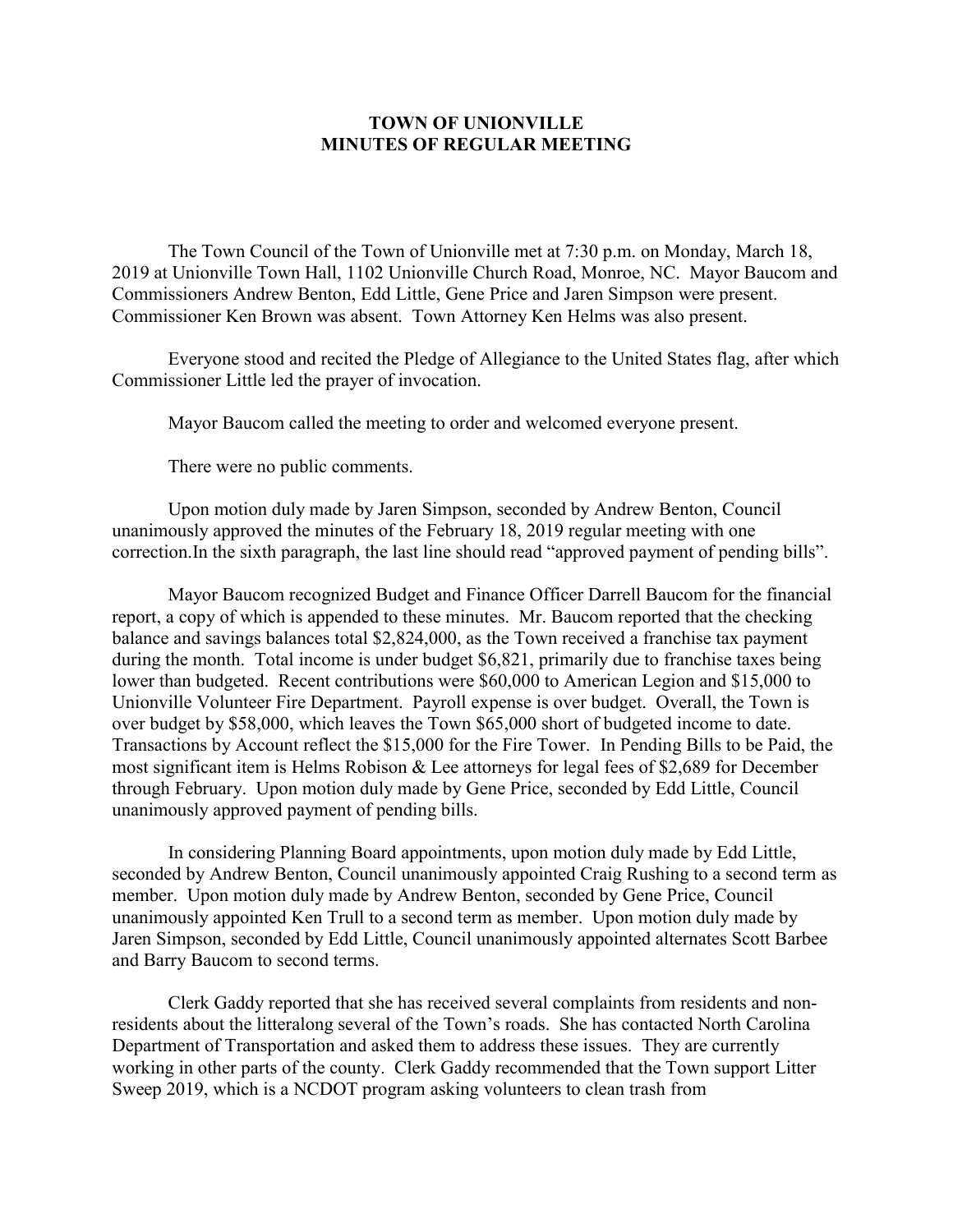# TOWN OF UNIONVILLE
## MINUTES OF REGULAR MEETING

The Town Council of the Town of Unionville met at 7:30 p.m. on Monday, March 18, 2019 at Unionville Town Hall, 1102 Unionville Church Road, Monroe, NC. Mayor Baucom and Commissioners Andrew Benton, Edd Little, Gene Price and Jaren Simpson were present. Commissioner Ken Brown was absent. Town Attorney Ken Helms was also present.

Everyone stood and recited the Pledge of Allegiance to the United States flag, after which Commissioner Little led the prayer of invocation.

Mayor Baucom called the meeting to order and welcomed everyone present.

There were no public comments.

Upon motion duly made by Jaren Simpson, seconded by Andrew Benton, Council unanimously approved the minutes of the February 18, 2019 regular meeting with one correction.In the sixth paragraph, the last line should read "approved payment of pending bills".

Mayor Baucom recognized Budget and Finance Officer Darrell Baucom for the financial report, a copy of which is appended to these minutes. Mr. Baucom reported that the checking balance and savings balances total $2,824,000, as the Town received a franchise tax payment during the month. Total income is under budget $6,821, primarily due to franchise taxes being lower than budgeted. Recent contributions were $60,000 to American Legion and $15,000 to Unionville Volunteer Fire Department. Payroll expense is over budget. Overall, the Town is over budget by $58,000, which leaves the Town $65,000 short of budgeted income to date. Transactions by Account reflect the $15,000 for the Fire Tower. In Pending Bills to be Paid, the most significant item is Helms Robison & Lee attorneys for legal fees of $2,689 for December through February. Upon motion duly made by Gene Price, seconded by Edd Little, Council unanimously approved payment of pending bills.

In considering Planning Board appointments, upon motion duly made by Edd Little, seconded by Andrew Benton, Council unanimously appointed Craig Rushing to a second term as member. Upon motion duly made by Andrew Benton, seconded by Gene Price, Council unanimously appointed Ken Trull to a second term as member. Upon motion duly made by Jaren Simpson, seconded by Edd Little, Council unanimously appointed alternates Scott Barbee and Barry Baucom to second terms.

Clerk Gaddy reported that she has received several complaints from residents and non-residents about the litteralong several of the Town's roads. She has contacted North Carolina Department of Transportation and asked them to address these issues. They are currently working in other parts of the county. Clerk Gaddy recommended that the Town support Litter Sweep 2019, which is a NCDOT program asking volunteers to clean trash from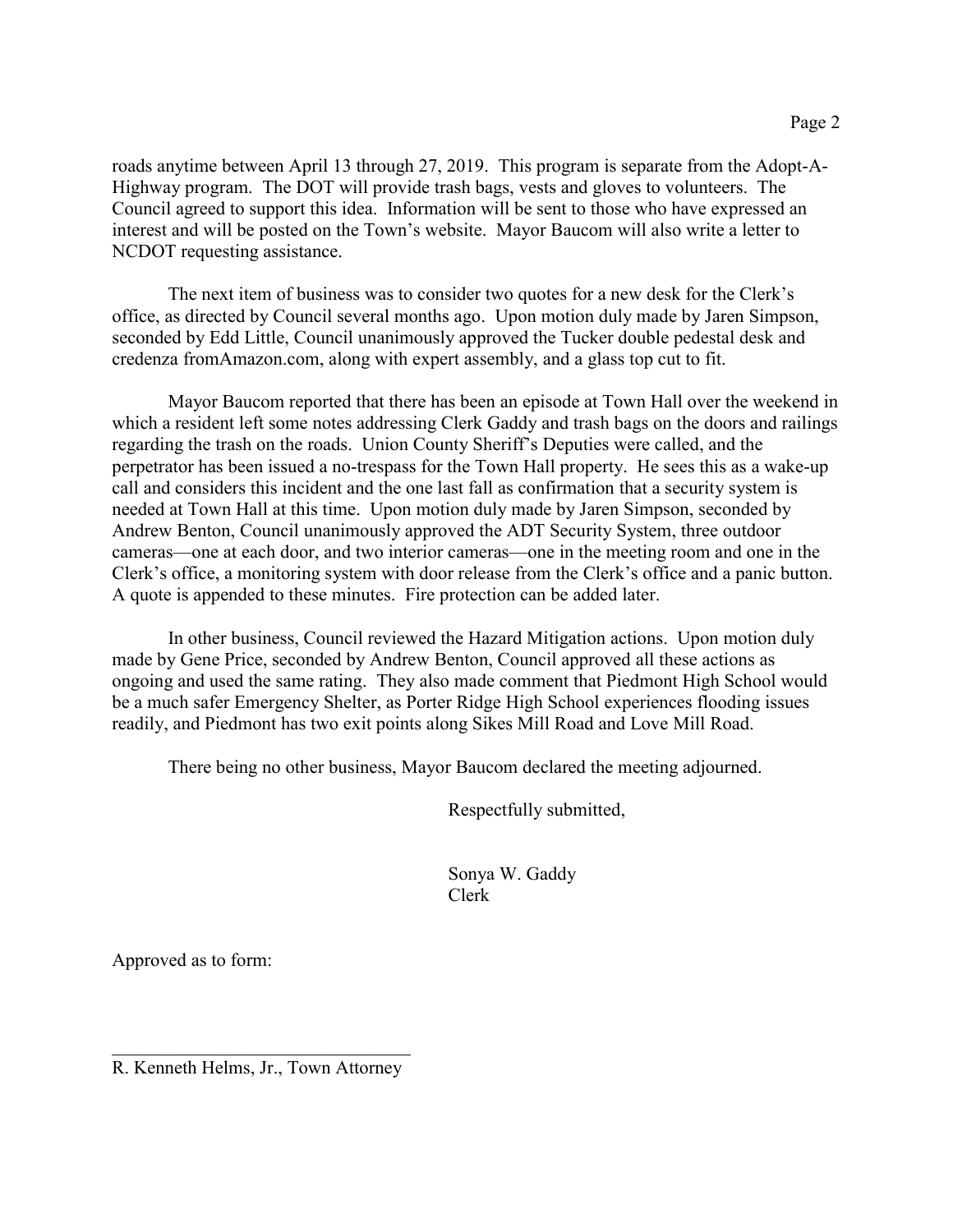roads anytime between April 13 through 27, 2019. This program is separate from the Adopt-A-Highway program. The DOT will provide trash bags, vests and gloves to volunteers. The Council agreed to support this idea. Information will be sent to those who have expressed an interest and will be posted on the Town's website. Mayor Baucom will also write a letter to NCDOT requesting assistance.

The next item of business was to consider two quotes for a new desk for the Clerk's office, as directed by Council several months ago. Upon motion duly made by Jaren Simpson, seconded by Edd Little, Council unanimously approved the Tucker double pedestal desk and credenza fromAmazon.com, along with expert assembly, and a glass top cut to fit.

Mayor Baucom reported that there has been an episode at Town Hall over the weekend in which a resident left some notes addressing Clerk Gaddy and trash bags on the doors and railings regarding the trash on the roads. Union County Sheriff's Deputies were called, and the perpetrator has been issued a no-trespass for the Town Hall property. He sees this as a wake-up call and considers this incident and the one last fall as confirmation that a security system is needed at Town Hall at this time. Upon motion duly made by Jaren Simpson, seconded by Andrew Benton, Council unanimously approved the ADT Security System, three outdoor cameras—one at each door, and two interior cameras—one in the meeting room and one in the Clerk's office, a monitoring system with door release from the Clerk's office and a panic button. A quote is appended to these minutes. Fire protection can be added later.

In other business, Council reviewed the Hazard Mitigation actions. Upon motion duly made by Gene Price, seconded by Andrew Benton, Council approved all these actions as ongoing and used the same rating. They also made comment that Piedmont High School would be a much safer Emergency Shelter, as Porter Ridge High School experiences flooding issues readily, and Piedmont has two exit points along Sikes Mill Road and Love Mill Road.

There being no other business, Mayor Baucom declared the meeting adjourned.

Respectfully submitted,

Sonya W. Gaddy
Clerk

Approved as to form:

\_\_\_\_\_\_\_\_\_\_\_\_\_\_\_\_\_\_\_\_\_\_\_\_\_\_\_\_\_\_\_\_\_\_\_\_

R. Kenneth Helms, Jr., Town Attorney